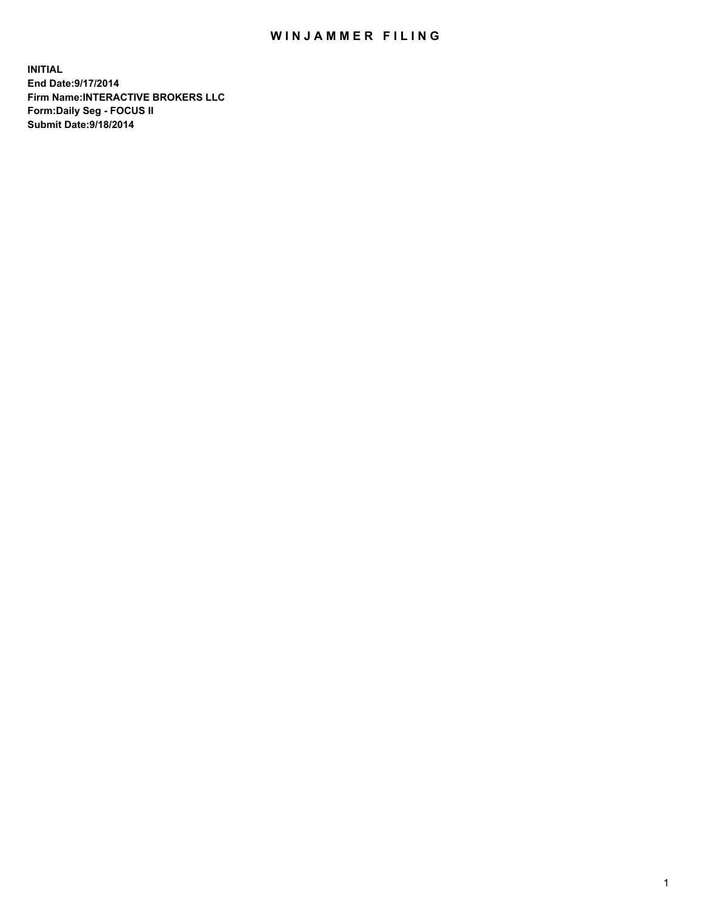# WINJAMMER FILING

**INITIAL**
**End Date:9/17/2014**
**Firm Name:INTERACTIVE BROKERS LLC**
**Form:Daily Seg - FOCUS II**
**Submit Date:9/18/2014**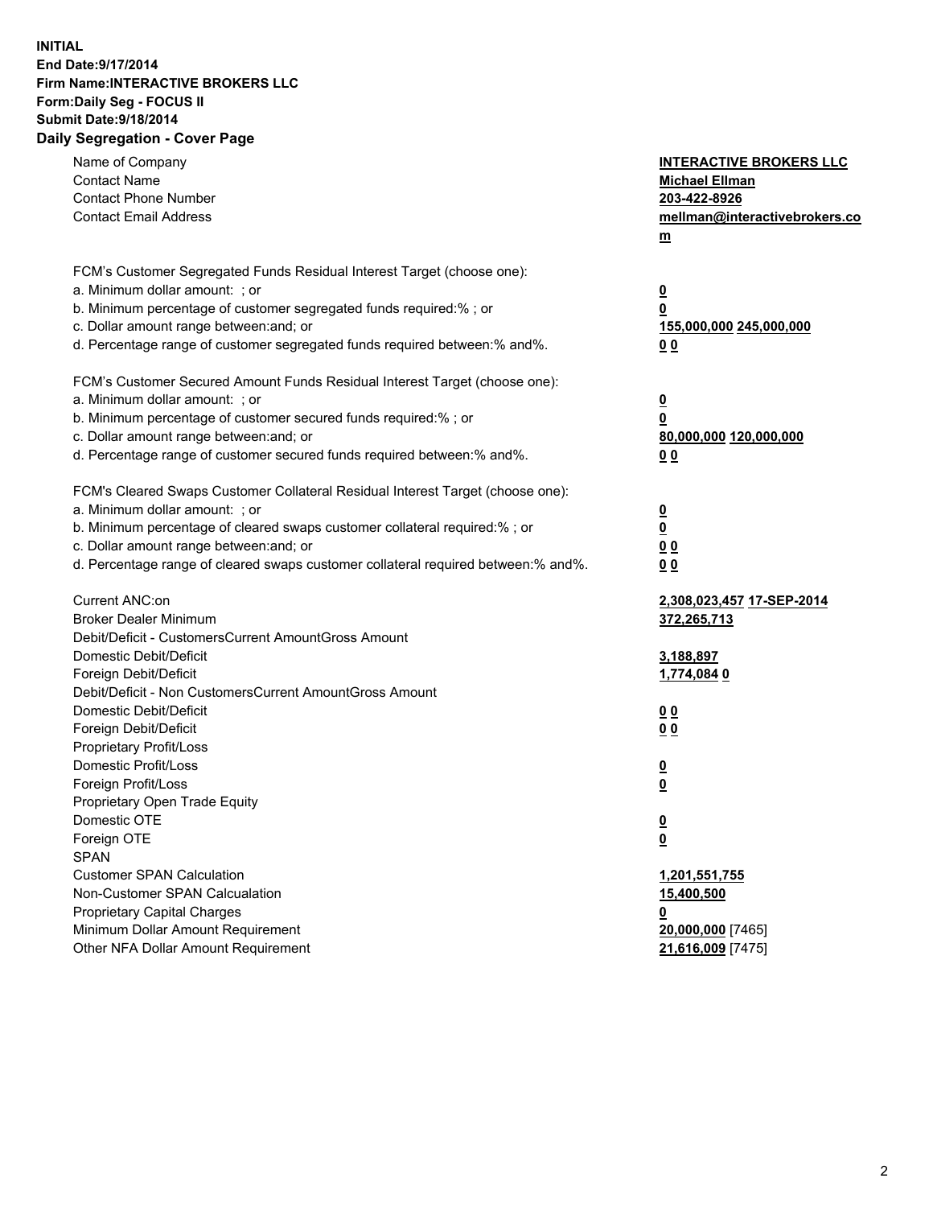**INITIAL**
**End Date:9/17/2014**
**Firm Name:INTERACTIVE BROKERS LLC**
**Form:Daily Seg - FOCUS II**
**Submit Date:9/18/2014**
**Daily Segregation - Cover Page**

| | |
|---|---|
| Name of Company | **INTERACTIVE BROKERS LLC** |
| Contact Name | **Michael Ellman** |
| Contact Phone Number | **203-422-8926** |
| Contact Email Address | **mellman@interactivebrokers.com** |
| | |
| FCM's Customer Segregated Funds Residual Interest Target (choose one): | |
| a. Minimum dollar amount: ; or | **0** |
| b. Minimum percentage of customer segregated funds required:% ; or | **0** |
| c. Dollar amount range between:and; or | **155,000,000** **245,000,000** |
| d. Percentage range of customer segregated funds required between:% and%. | **0** **0** |
| | |
| FCM's Customer Secured Amount Funds Residual Interest Target (choose one): | |
| a. Minimum dollar amount: ; or | **0** |
| b. Minimum percentage of customer secured funds required:% ; or | **0** |
| c. Dollar amount range between:and; or | **80,000,000** **120,000,000** |
| d. Percentage range of customer secured funds required between:% and%. | **0** **0** |
| | |
| FCM's Cleared Swaps Customer Collateral Residual Interest Target (choose one): | |
| a. Minimum dollar amount: ; or | **0** |
| b. Minimum percentage of cleared swaps customer collateral required:% ; or | **0** |
| c. Dollar amount range between:and; or | **0** **0** |
| d. Percentage range of cleared swaps customer collateral required between:% and%. | **0** **0** |
| | |
| Current ANC:on | **2,308,023,457** **17-SEP-2014** |
| Broker Dealer Minimum | **372,265,713** |
| Debit/Deficit - CustomersCurrent AmountGross Amount | |
| Domestic Debit/Deficit | **3,188,897** |
| Foreign Debit/Deficit | **1,774,084** **0** |
| Debit/Deficit - Non CustomersCurrent AmountGross Amount | |
| Domestic Debit/Deficit | **0** **0** |
| Foreign Debit/Deficit | **0** **0** |
| Proprietary Profit/Loss | |
| Domestic Profit/Loss | **0** |
| Foreign Profit/Loss | **0** |
| Proprietary Open Trade Equity | |
| Domestic OTE | **0** |
| Foreign OTE | **0** |
| SPAN | |
| Customer SPAN Calculation | **1,201,551,755** |
| Non-Customer SPAN Calcualation | **15,400,500** |
| Proprietary Capital Charges | **0** |
| Minimum Dollar Amount Requirement | **20,000,000** [7465] |
| Other NFA Dollar Amount Requirement | **21,616,009** [7475] |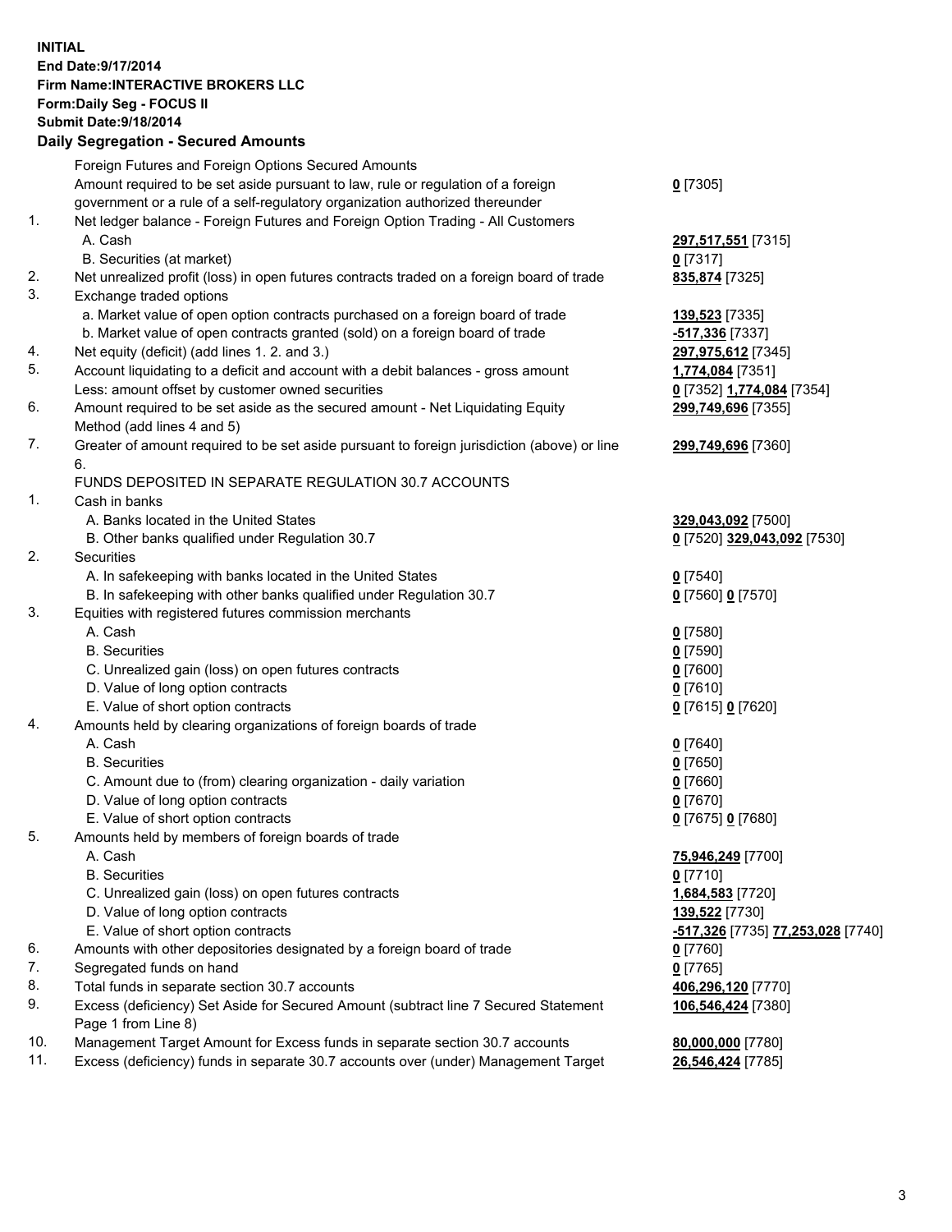**INITIAL**
**End Date:9/17/2014**
**Firm Name:INTERACTIVE BROKERS LLC**
**Form:Daily Seg - FOCUS II**
**Submit Date:9/18/2014**

## Daily Segregation - Secured Amounts

| | | |
|---|---|---|
| | Foreign Futures and Foreign Options Secured Amounts | |
| | Amount required to be set aside pursuant to law, rule or regulation of a foreign government or a rule of a self-regulatory organization authorized thereunder | **0** [7305] |
| 1. | Net ledger balance - Foreign Futures and Foreign Option Trading - All Customers | |
| | A. Cash | **297,517,551** [7315] |
| | B. Securities (at market) | **0** [7317] |
| 2. | Net unrealized profit (loss) in open futures contracts traded on a foreign board of trade | **835,874** [7325] |
| 3. | Exchange traded options | |
| | a. Market value of open option contracts purchased on a foreign board of trade | **139,523** [7335] |
| | b. Market value of open contracts granted (sold) on a foreign board of trade | **-517,336** [7337] |
| 4. | Net equity (deficit) (add lines 1. 2. and 3.) | **297,975,612** [7345] |
| 5. | Account liquidating to a deficit and account with a debit balances - gross amount | **1,774,084** [7351] |
| | Less: amount offset by customer owned securities | **0** [7352] **1,774,084** [7354] |
| 6. | Amount required to be set aside as the secured amount - Net Liquidating Equity Method (add lines 4 and 5) | **299,749,696** [7355] |
| 7. | Greater of amount required to be set aside pursuant to foreign jurisdiction (above) or line 6. | **299,749,696** [7360] |
| | FUNDS DEPOSITED IN SEPARATE REGULATION 30.7 ACCOUNTS | |
| 1. | Cash in banks | |
| | A. Banks located in the United States | **329,043,092** [7500] |
| | B. Other banks qualified under Regulation 30.7 | **0** [7520] **329,043,092** [7530] |
| 2. | Securities | |
| | A. In safekeeping with banks located in the United States | **0** [7540] |
| | B. In safekeeping with other banks qualified under Regulation 30.7 | **0** [7560] **0** [7570] |
| 3. | Equities with registered futures commission merchants | |
| | A. Cash | **0** [7580] |
| | B. Securities | **0** [7590] |
| | C. Unrealized gain (loss) on open futures contracts | **0** [7600] |
| | D. Value of long option contracts | **0** [7610] |
| | E. Value of short option contracts | **0** [7615] **0** [7620] |
| 4. | Amounts held by clearing organizations of foreign boards of trade | |
| | A. Cash | **0** [7640] |
| | B. Securities | **0** [7650] |
| | C. Amount due to (from) clearing organization - daily variation | **0** [7660] |
| | D. Value of long option contracts | **0** [7670] |
| | E. Value of short option contracts | **0** [7675] **0** [7680] |
| 5. | Amounts held by members of foreign boards of trade | |
| | A. Cash | **75,946,249** [7700] |
| | B. Securities | **0** [7710] |
| | C. Unrealized gain (loss) on open futures contracts | **1,684,583** [7720] |
| | D. Value of long option contracts | **139,522** [7730] |
| | E. Value of short option contracts | **-517,326** [7735] **77,253,028** [7740] |
| 6. | Amounts with other depositories designated by a foreign board of trade | **0** [7760] |
| 7. | Segregated funds on hand | **0** [7765] |
| 8. | Total funds in separate section 30.7 accounts | **406,296,120** [7770] |
| 9. | Excess (deficiency) Set Aside for Secured Amount (subtract line 7 Secured Statement Page 1 from Line 8) | **106,546,424** [7380] |
| 10. | Management Target Amount for Excess funds in separate section 30.7 accounts | **80,000,000** [7780] |
| 11. | Excess (deficiency) funds in separate 30.7 accounts over (under) Management Target | **26,546,424** [7785] |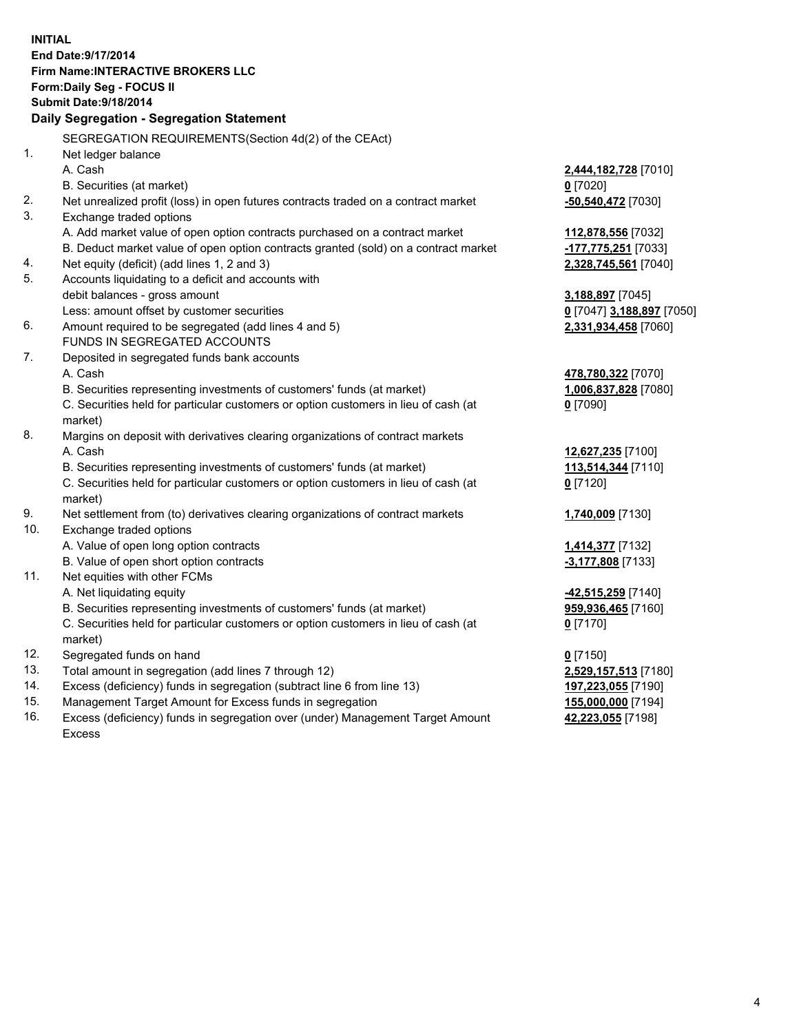**INITIAL**
**End Date:9/17/2014**
**Firm Name:INTERACTIVE BROKERS LLC**
**Form:Daily Seg - FOCUS II**
**Submit Date:9/18/2014**
**Daily Segregation - Segregation Statement**

SEGREGATION REQUIREMENTS(Section 4d(2) of the CEAct)

| | | |
|---|---|---|
| 1. | Net ledger balance | |
| | A. Cash | **2,444,182,728** [7010] |
| | B. Securities (at market) | **0** [7020] |
| 2. | Net unrealized profit (loss) in open futures contracts traded on a contract market | **-50,540,472** [7030] |
| 3. | Exchange traded options | |
| | A. Add market value of open option contracts purchased on a contract market | **112,878,556** [7032] |
| | B. Deduct market value of open option contracts granted (sold) on a contract market | **-177,775,251** [7033] |
| 4. | Net equity (deficit) (add lines 1, 2 and 3) | **2,328,745,561** [7040] |
| 5. | Accounts liquidating to a deficit and accounts with debit balances - gross amount | **3,188,897** [7045] |
| | Less: amount offset by customer securities | **0** [7047] **3,188,897** [7050] |
| 6. | Amount required to be segregated (add lines 4 and 5) | **2,331,934,458** [7060] |
| | FUNDS IN SEGREGATED ACCOUNTS | |
| 7. | Deposited in segregated funds bank accounts | |
| | A. Cash | **478,780,322** [7070] |
| | B. Securities representing investments of customers' funds (at market) | **1,006,837,828** [7080] |
| | C. Securities held for particular customers or option customers in lieu of cash (at market) | **0** [7090] |
| 8. | Margins on deposit with derivatives clearing organizations of contract markets | |
| | A. Cash | **12,627,235** [7100] |
| | B. Securities representing investments of customers' funds (at market) | **113,514,344** [7110] |
| | C. Securities held for particular customers or option customers in lieu of cash (at market) | **0** [7120] |
| 9. | Net settlement from (to) derivatives clearing organizations of contract markets | **1,740,009** [7130] |
| 10. | Exchange traded options | |
| | A. Value of open long option contracts | **1,414,377** [7132] |
| | B. Value of open short option contracts | **-3,177,808** [7133] |
| 11. | Net equities with other FCMs | |
| | A. Net liquidating equity | **-42,515,259** [7140] |
| | B. Securities representing investments of customers' funds (at market) | **959,936,465** [7160] |
| | C. Securities held for particular customers or option customers in lieu of cash (at market) | **0** [7170] |
| 12. | Segregated funds on hand | **0** [7150] |
| 13. | Total amount in segregation (add lines 7 through 12) | **2,529,157,513** [7180] |
| 14. | Excess (deficiency) funds in segregation (subtract line 6 from line 13) | **197,223,055** [7190] |
| 15. | Management Target Amount for Excess funds in segregation | **155,000,000** [7194] |
| 16. | Excess (deficiency) funds in segregation over (under) Management Target Amount Excess | **42,223,055** [7198] |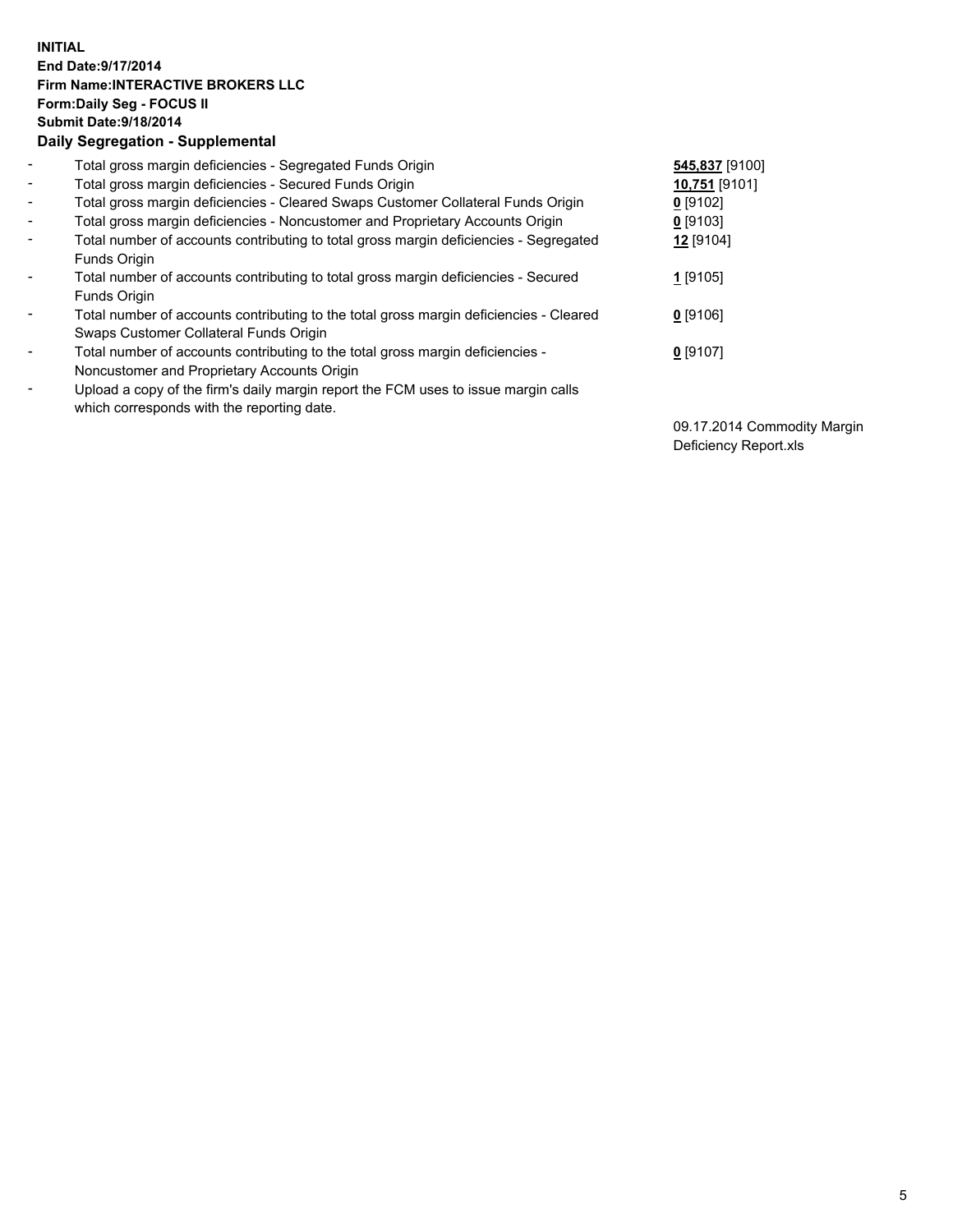**INITIAL**
**End Date:9/17/2014**
**Firm Name:INTERACTIVE BROKERS LLC**
**Form:Daily Seg - FOCUS II**
**Submit Date:9/18/2014**
**Daily Segregation - Supplemental**

| | | |
|---|---|---|
| - | Total gross margin deficiencies - Segregated Funds Origin | **545,837** [9100] |
| - | Total gross margin deficiencies - Secured Funds Origin | **10,751** [9101] |
| - | Total gross margin deficiencies - Cleared Swaps Customer Collateral Funds Origin | **0** [9102] |
| - | Total gross margin deficiencies - Noncustomer and Proprietary Accounts Origin | **0** [9103] |
| - | Total number of accounts contributing to total gross margin deficiencies - Segregated Funds Origin | **12** [9104] |
| - | Total number of accounts contributing to total gross margin deficiencies - Secured Funds Origin | **1** [9105] |
| - | Total number of accounts contributing to the total gross margin deficiencies - Cleared Swaps Customer Collateral Funds Origin | **0** [9106] |
| - | Total number of accounts contributing to the total gross margin deficiencies - Noncustomer and Proprietary Accounts Origin | **0** [9107] |
| - | Upload a copy of the firm's daily margin report the FCM uses to issue margin calls which corresponds with the reporting date. | 09.17.2014 Commodity Margin Deficiency Report.xls |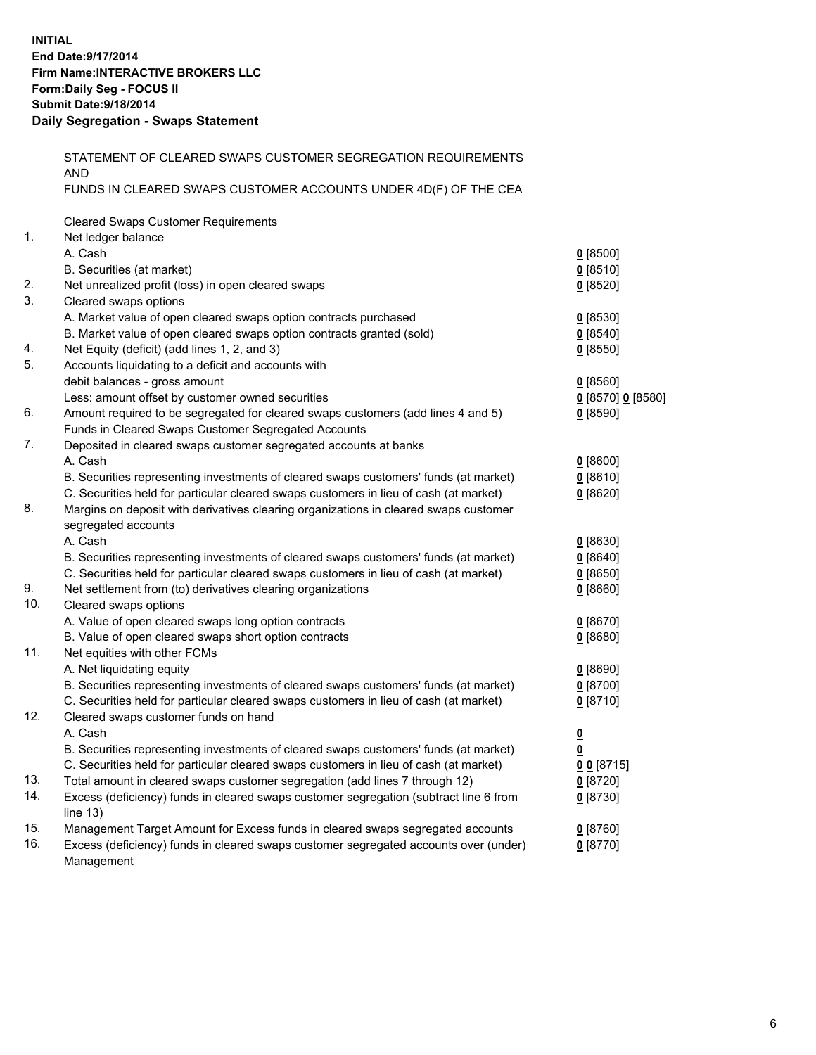**INITIAL**
**End Date:9/17/2014**
**Firm Name:INTERACTIVE BROKERS LLC**
**Form:Daily Seg - FOCUS II**
**Submit Date:9/18/2014**
**Daily Segregation - Swaps Statement**

STATEMENT OF CLEARED SWAPS CUSTOMER SEGREGATION REQUIREMENTS
AND
FUNDS IN CLEARED SWAPS CUSTOMER ACCOUNTS UNDER 4D(F) OF THE CEA

| | | |
|---|---|---|
| | Cleared Swaps Customer Requirements | |
| 1. | Net ledger balance | |
| | A. Cash | 0 [8500] |
| | B. Securities (at market) | 0 [8510] |
| 2. | Net unrealized profit (loss) in open cleared swaps | 0 [8520] |
| 3. | Cleared swaps options | |
| | A. Market value of open cleared swaps option contracts purchased | 0 [8530] |
| | B. Market value of open cleared swaps option contracts granted (sold) | 0 [8540] |
| 4. | Net Equity (deficit) (add lines 1, 2, and 3) | 0 [8550] |
| 5. | Accounts liquidating to a deficit and accounts with | |
| | debit balances - gross amount | 0 [8560] |
| | Less: amount offset by customer owned securities | 0 [8570] 0 [8580] |
| 6. | Amount required to be segregated for cleared swaps customers (add lines 4 and 5) | 0 [8590] |
| | Funds in Cleared Swaps Customer Segregated Accounts | |
| 7. | Deposited in cleared swaps customer segregated accounts at banks | |
| | A. Cash | 0 [8600] |
| | B. Securities representing investments of cleared swaps customers' funds (at market) | 0 [8610] |
| | C. Securities held for particular cleared swaps customers in lieu of cash (at market) | 0 [8620] |
| 8. | Margins on deposit with derivatives clearing organizations in cleared swaps customer segregated accounts | |
| | A. Cash | 0 [8630] |
| | B. Securities representing investments of cleared swaps customers' funds (at market) | 0 [8640] |
| | C. Securities held for particular cleared swaps customers in lieu of cash (at market) | 0 [8650] |
| 9. | Net settlement from (to) derivatives clearing organizations | 0 [8660] |
| 10. | Cleared swaps options | |
| | A. Value of open cleared swaps long option contracts | 0 [8670] |
| | B. Value of open cleared swaps short option contracts | 0 [8680] |
| 11. | Net equities with other FCMs | |
| | A. Net liquidating equity | 0 [8690] |
| | B. Securities representing investments of cleared swaps customers' funds (at market) | 0 [8700] |
| | C. Securities held for particular cleared swaps customers in lieu of cash (at market) | 0 [8710] |
| 12. | Cleared swaps customer funds on hand | |
| | A. Cash | 0 |
| | B. Securities representing investments of cleared swaps customers' funds (at market) | 0 |
| | C. Securities held for particular cleared swaps customers in lieu of cash (at market) | 0 0 [8715] |
| 13. | Total amount in cleared swaps customer segregation (add lines 7 through 12) | 0 [8720] |
| 14. | Excess (deficiency) funds in cleared swaps customer segregation (subtract line 6 from line 13) | 0 [8730] |
| 15. | Management Target Amount for Excess funds in cleared swaps segregated accounts | 0 [8760] |
| 16. | Excess (deficiency) funds in cleared swaps customer segregated accounts over (under) Management | 0 [8770] |